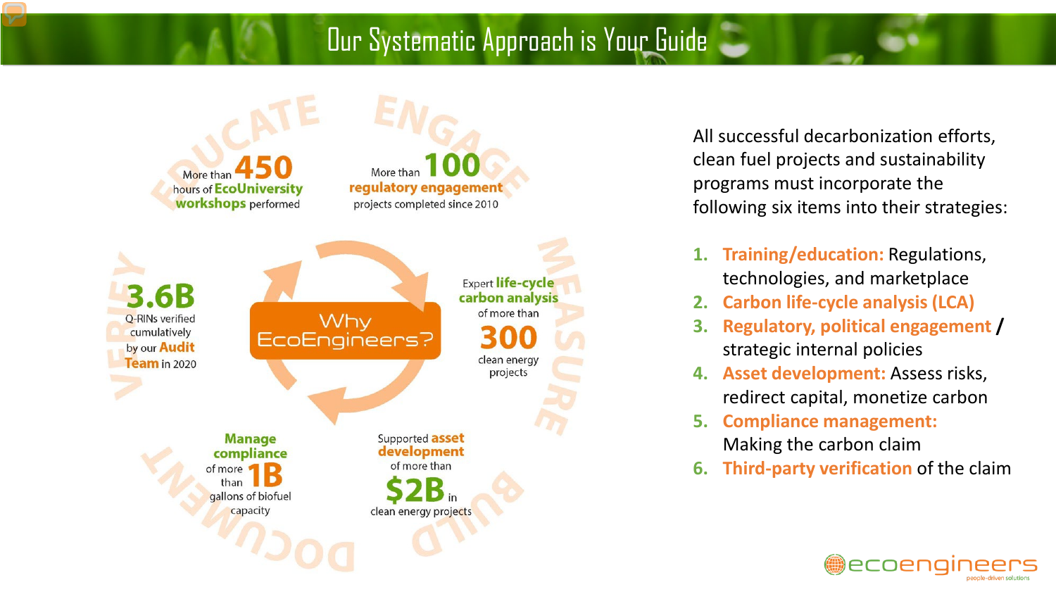# Our Systematic Approach is Your Guide

EDUCATE

More than **450** hours of **EcoUniversity workshops** performed

ENGAGE

More than **100** **regulatory engagement** projects completed since 2010

MEASURE

Expert **life-cycle carbon analysis** of more than **300** clean energy projects

BUILD

Supported **asset development** of more than **$2B** in clean energy projects

DOCUMENT

**Manage compliance** of more than **1B** gallons of biofuel capacity

VERIFY

**3.6B** Q-RINs verified cumulatively by our **Audit Team** in 2020

Why EcoEngineers?

All successful decarbonization efforts, clean fuel projects and sustainability programs must incorporate the following six items into their strategies:

1. **Training/education:** Regulations, technologies, and marketplace
2. **Carbon life-cycle analysis (LCA)**
3. **Regulatory, political engagement** / strategic internal policies
4. **Asset development:** Assess risks, redirect capital, monetize carbon
5. **Compliance management:** Making the carbon claim
6. **Third-party verification** of the claim

ecoengineers
people-driven solutions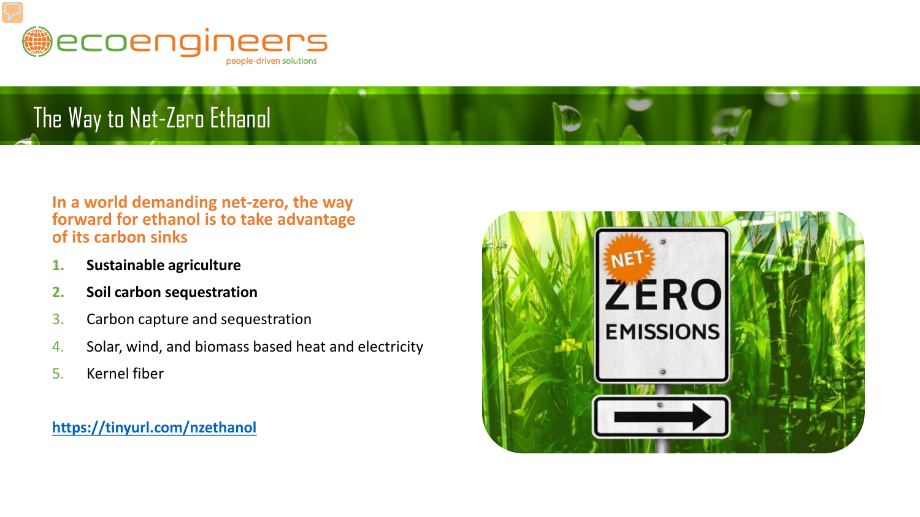# The Way to Net-Zero Ethanol

**In a world demanding net-zero, the way forward for ethanol is to take advantage of its carbon sinks**

1. **Sustainable agriculture**
2. **Soil carbon sequestration**
3. Carbon capture and sequestration
4. Solar, wind, and biomass based heat and electricity
5. Kernel fiber

**https://tinyurl.com/nzethanol**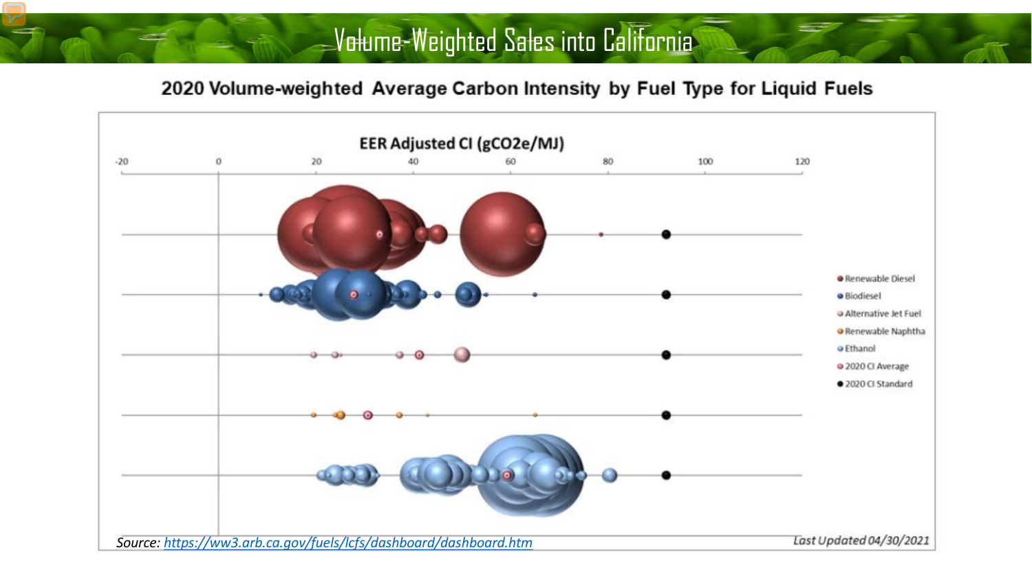# Volume-Weighted Sales into California

## 2020 Volume-weighted Average Carbon Intensity by Fuel Type for Liquid Fuels

EER Adjusted CI (gCO2e/MJ)

-20 0 20 40 60 80 100 120

- Renewable Diesel
- Biodiesel
- Alternative Jet Fuel
- Renewable Naphtha
- Ethanol
- 2020 CI Average
- 2020 CI Standard

*Source: https://ww3.arb.ca.gov/fuels/lcfs/dashboard/dashboard.htm*

*Last Updated 04/30/2021*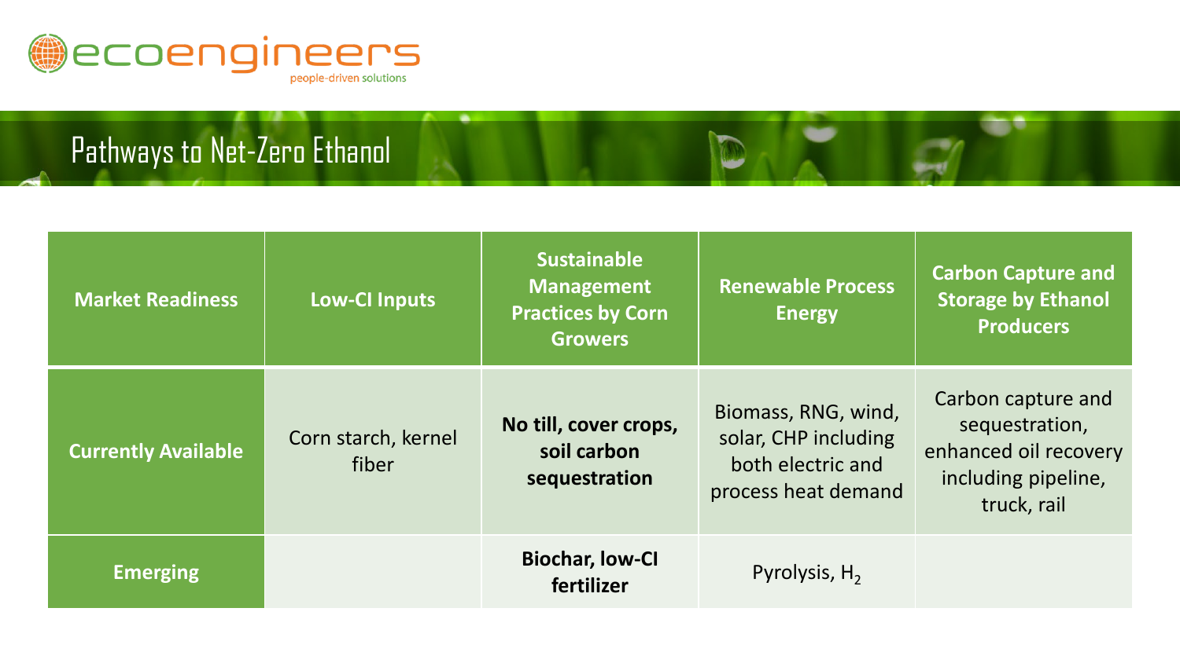# Pathways to Net-Zero Ethanol

| Market Readiness | Low-CI Inputs | Sustainable Management Practices by Corn Growers | Renewable Process Energy | Carbon Capture and Storage by Ethanol Producers |
|---|---|---|---|---|
| **Currently Available** | Corn starch, kernel fiber | **No till, cover crops, soil carbon sequestration** | Biomass, RNG, wind, solar, CHP including both electric and process heat demand | Carbon capture and sequestration, enhanced oil recovery including pipeline, truck, rail |
| **Emerging** | | **Biochar, low-CI fertilizer** | Pyrolysis, $H_2$ | |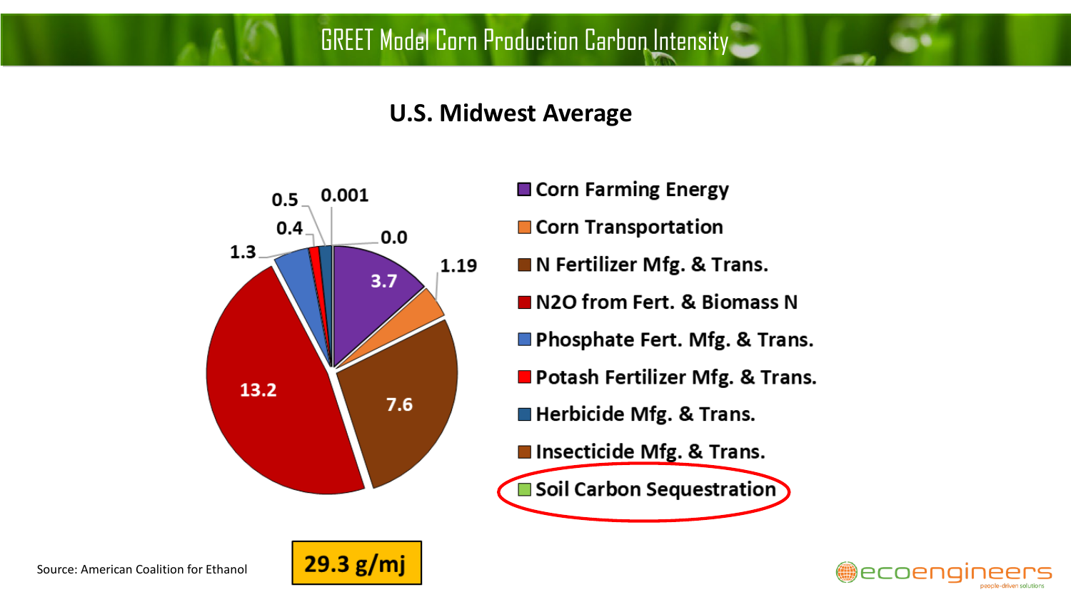# GREET Model Corn Production Carbon Intensity

## U.S. Midwest Average

| Category | Value |
|---|---|
| Corn Farming Energy | 3.7 |
| Corn Transportation | 1.19 |
| N Fertilizer Mfg. & Trans. | 7.6 |
| N2O from Fert. & Biomass N | 13.2 |
| Phosphate Fert. Mfg. & Trans. | 1.3 |
| Potash Fertilizer Mfg. & Trans. | 0.4 |
| Herbicide Mfg. & Trans. | 0.5 |
| Insecticide Mfg. & Trans. | 0.001 |
| Soil Carbon Sequestration | 0.0 |

**29.3 g/mj**

Source: American Coalition for Ethanol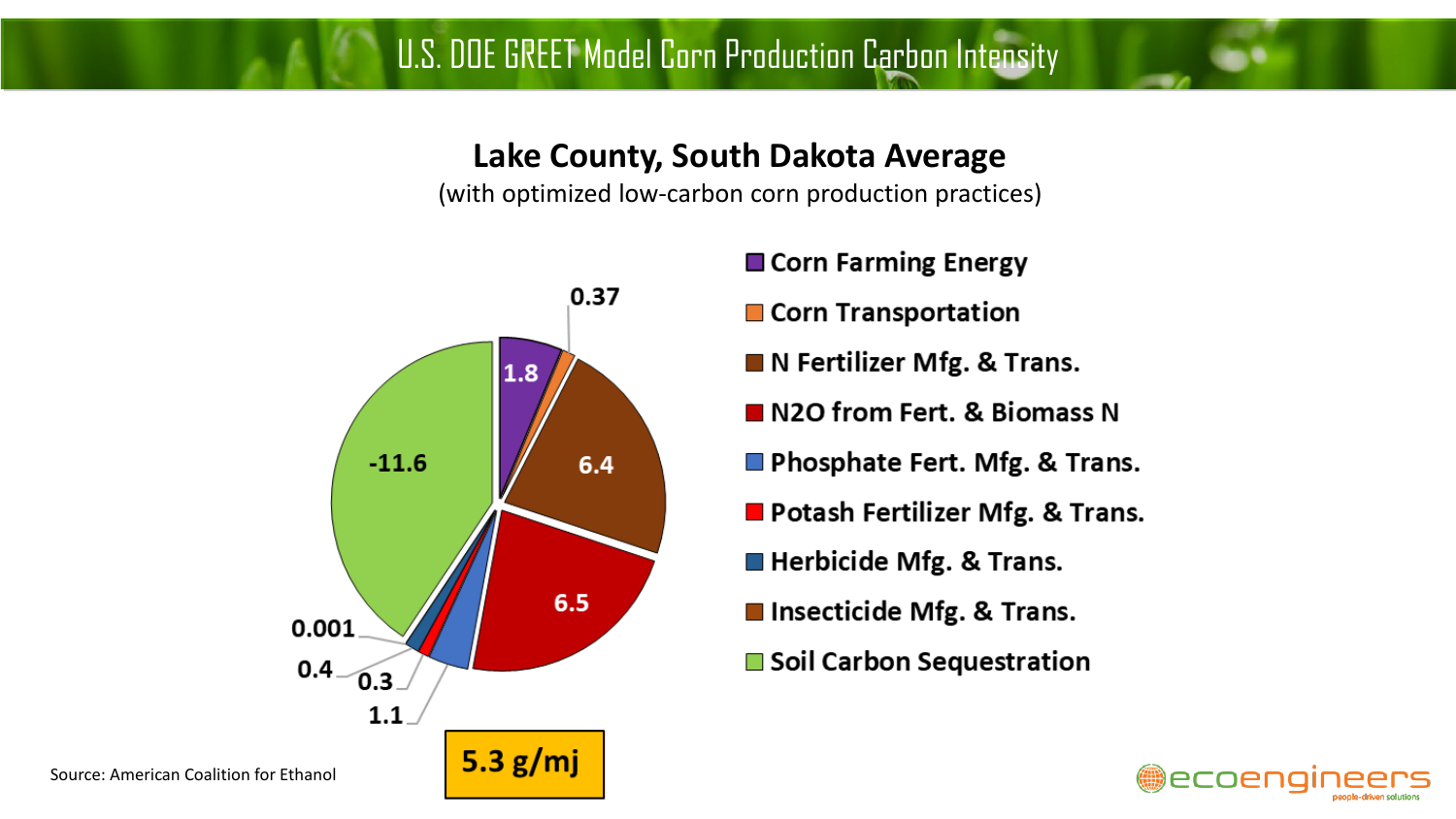# U.S. DOE GREET Model Corn Production Carbon Intensity

## Lake County, South Dakota Average

(with optimized low-carbon corn production practices)

- Corn Farming Energy: 1.8
- Corn Transportation: 0.37
- N Fertilizer Mfg. & Trans.: 6.4
- N2O from Fert. & Biomass N: 6.5
- Phosphate Fert. Mfg. & Trans.: 1.1
- Potash Fertilizer Mfg. & Trans.: 0.3
- Herbicide Mfg. & Trans.: 0.4
- Insecticide Mfg. & Trans.: 0.001
- Soil Carbon Sequestration: -11.6

**5.3 g/mj**

Source: American Coalition for Ethanol

ecoengineers
people-driven solutions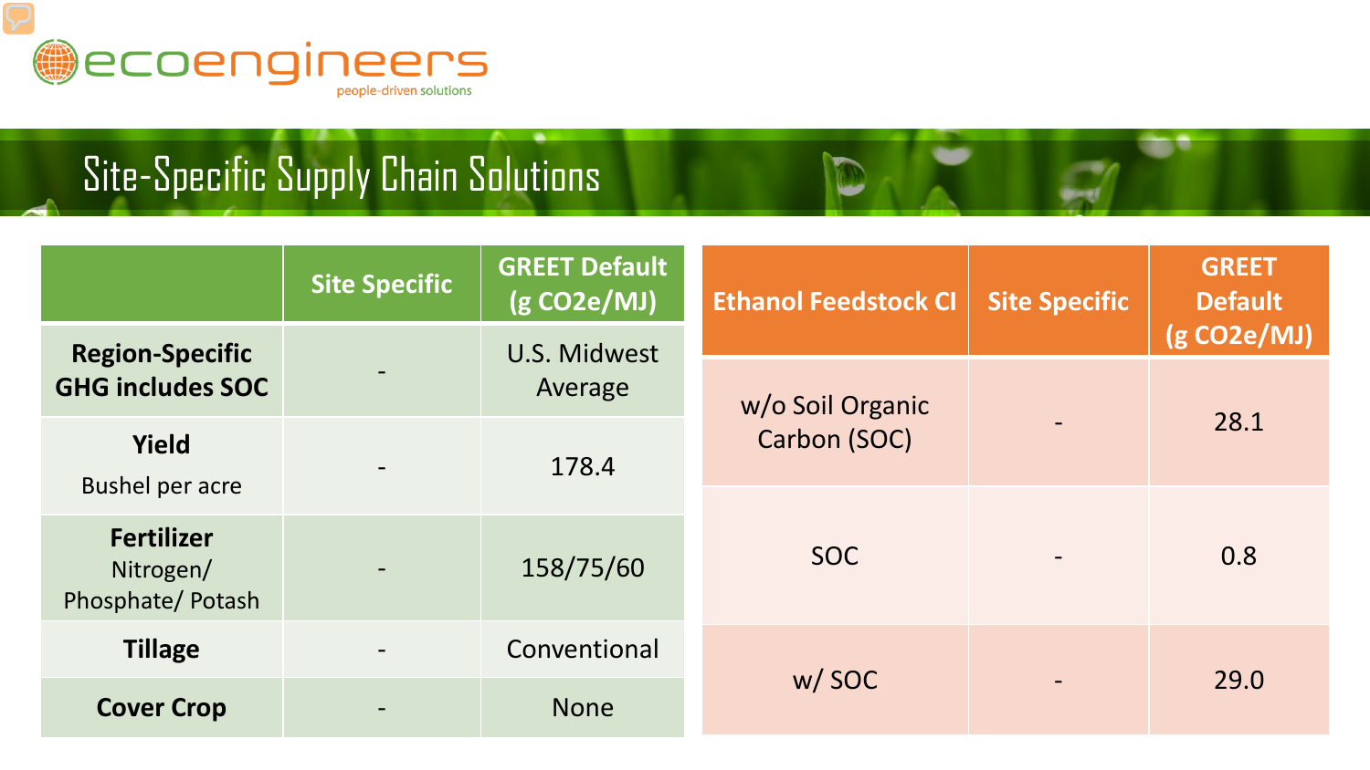# Site-Specific Supply Chain Solutions

| | Site Specific | GREET Default (g CO2e/MJ) |
|---|---|---|
| **Region-Specific GHG includes SOC** | - | U.S. Midwest Average |
| **Yield** Bushel per acre | - | 178.4 |
| **Fertilizer** Nitrogen/ Phosphate/ Potash | - | 158/75/60 |
| **Tillage** | - | Conventional |
| **Cover Crop** | - | None |

| Ethanol Feedstock CI | Site Specific | GREET Default (g CO2e/MJ) |
|---|---|---|
| w/o Soil Organic Carbon (SOC) | - | 28.1 |
| SOC | - | 0.8 |
| w/ SOC | - | 29.0 |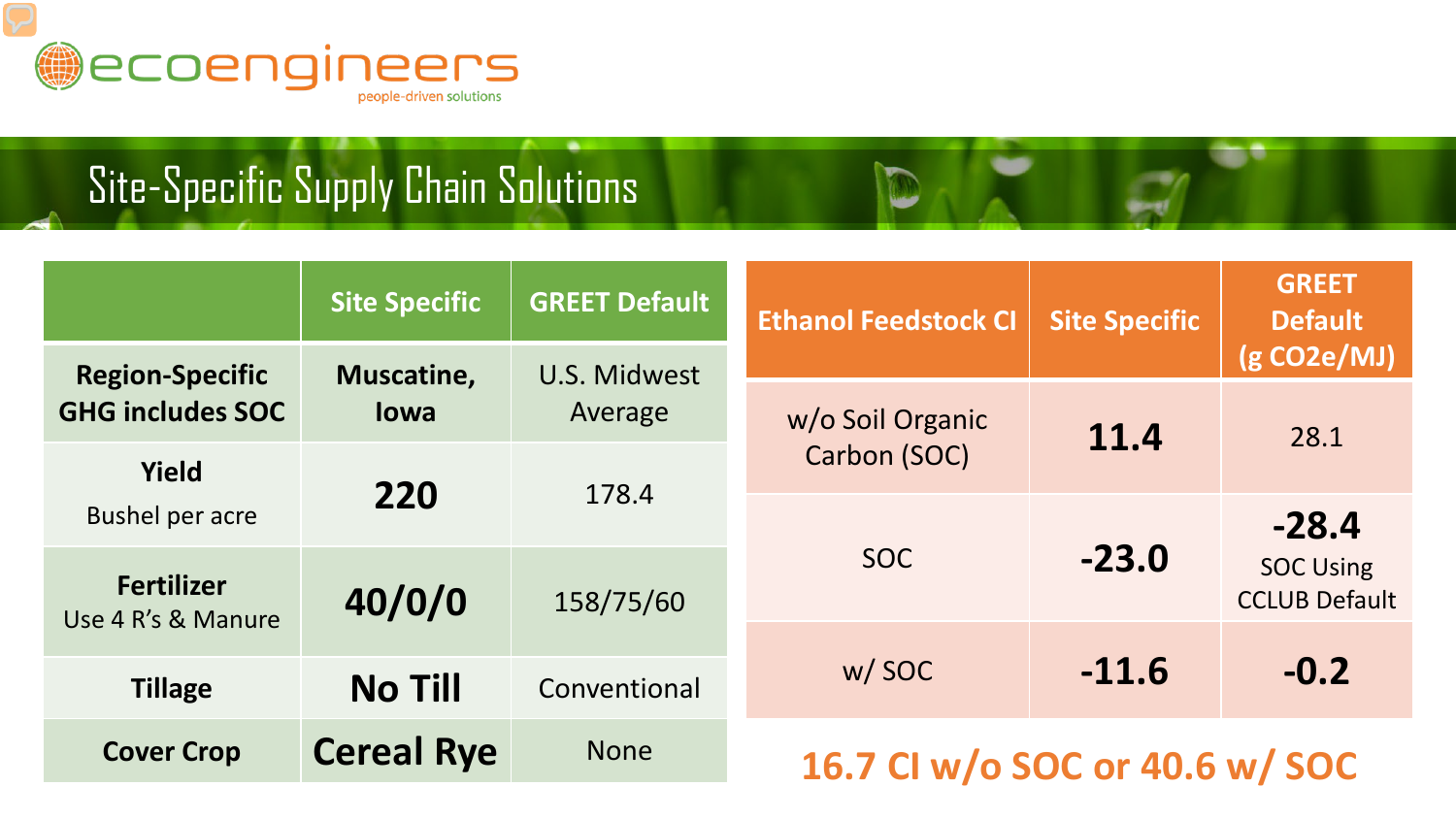# Site-Specific Supply Chain Solutions

| | Site Specific | GREET Default |
|---|---|---|
| **Region-Specific GHG includes SOC** | **Muscatine, Iowa** | U.S. Midwest Average |
| **Yield** Bushel per acre | **220** | 178.4 |
| **Fertilizer** Use 4 R's & Manure | **40/0/0** | 158/75/60 |
| **Tillage** | **No Till** | Conventional |
| **Cover Crop** | **Cereal Rye** | None |

| Ethanol Feedstock CI | Site Specific | GREET Default (g $CO_2e$/MJ) |
|---|---|---|
| w/o Soil Organic Carbon (SOC) | **11.4** | 28.1 |
| SOC | **-23.0** | **-28.4** SOC Using CCLUB Default |
| w/ SOC | **-11.6** | **-0.2** |

**16.7 CI w/o SOC or 40.6 w/ SOC**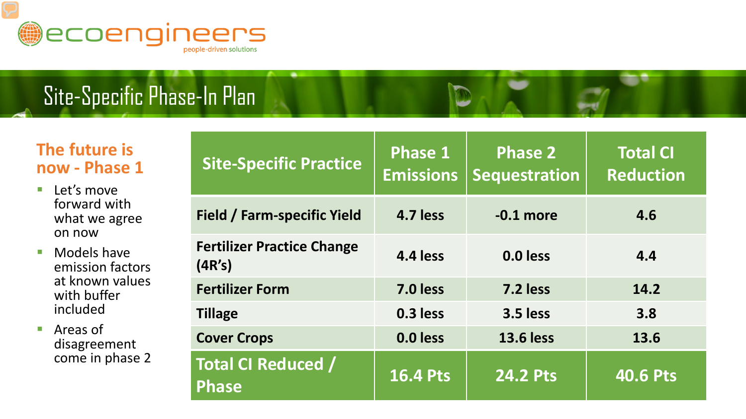# Site-Specific Phase-In Plan

## The future is now - Phase 1

- Let's move forward with what we agree on now
- Models have emission factors at known values with buffer included
- Areas of disagreement come in phase 2

| Site-Specific Practice | Phase 1 Emissions | Phase 2 Sequestration | Total CI Reduction |
|---|---|---|---|
| Field / Farm-specific Yield | 4.7 less | -0.1 more | 4.6 |
| Fertilizer Practice Change (4R's) | 4.4 less | 0.0 less | 4.4 |
| Fertilizer Form | 7.0 less | 7.2 less | 14.2 |
| Tillage | 0.3 less | 3.5 less | 3.8 |
| Cover Crops | 0.0 less | 13.6 less | 13.6 |
| **Total CI Reduced / Phase** | **16.4 Pts** | **24.2 Pts** | **40.6 Pts** |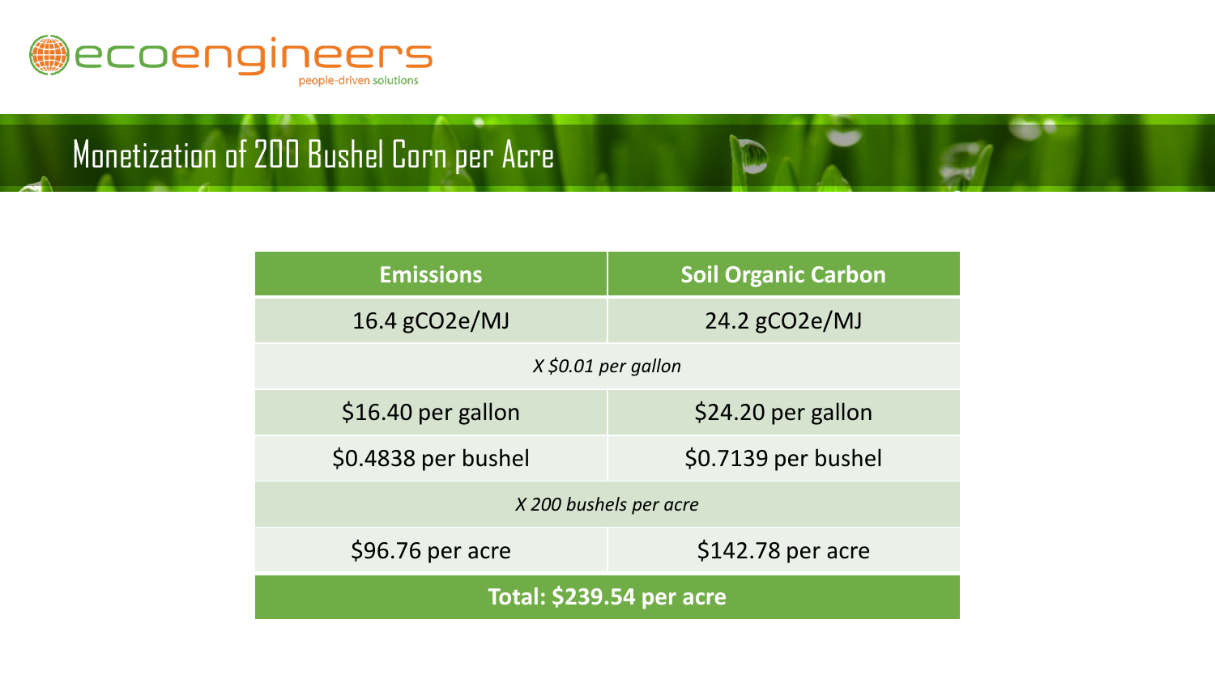# Monetization of 200 Bushel Corn per Acre

| Emissions | Soil Organic Carbon |
| --- | --- |
| 16.4 gCO2e/MJ | 24.2 gCO2e/MJ |
| *X $0.01 per gallon* | |
| $16.40 per gallon | $24.20 per gallon |
| $0.4838 per bushel | $0.7139 per bushel |
| *X 200 bushels per acre* | |
| $96.76 per acre | $142.78 per acre |
| **Total: $239.54 per acre** | |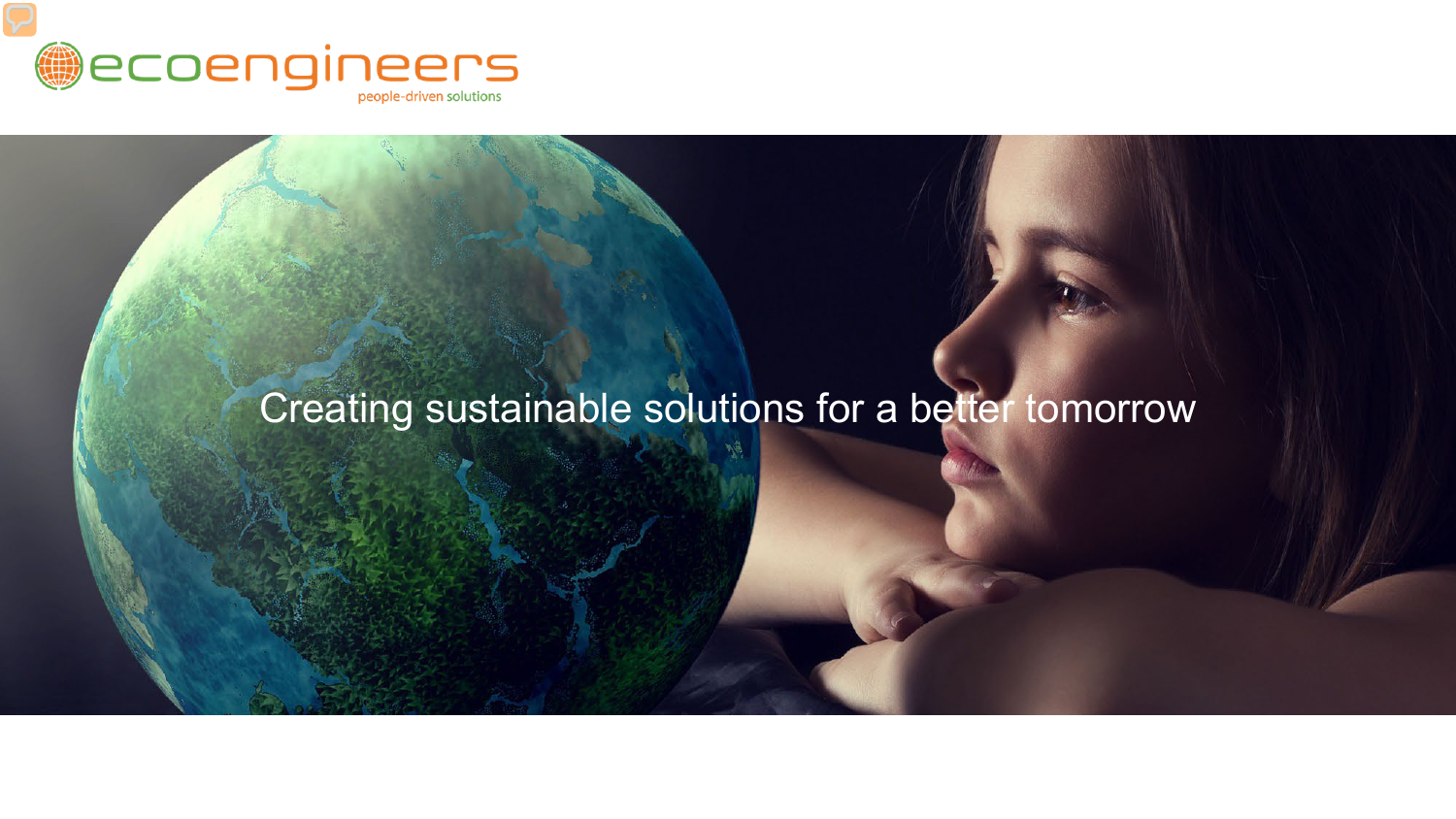ecoengineers

people-driven solutions

Creating sustainable solutions for a better tomorrow